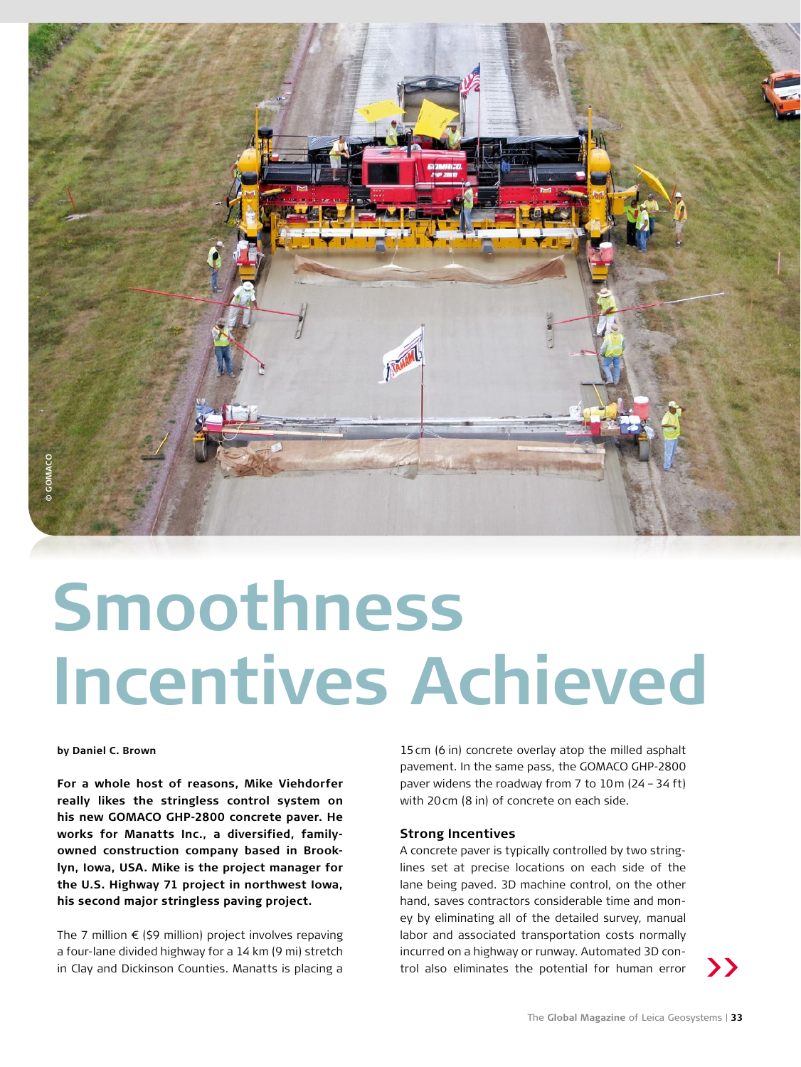# Smoothness Incentives Achieved

**by Daniel C. Brown**

**For a whole host of reasons, Mike Viehdorfer really likes the stringless control system on his new GOMACO GHP-2800 concrete paver. He works for Manatts Inc., a diversified, family-owned construction company based in Brooklyn, Iowa, USA. Mike is the project manager for the U.S. Highway 71 project in northwest Iowa, his second major stringless paving project.**

The 7 million € ($9 million) project involves repaving a four-lane divided highway for a 14 km (9 mi) stretch in Clay and Dickinson Counties. Manatts is placing a 15 cm (6 in) concrete overlay atop the milled asphalt pavement. In the same pass, the GOMACO GHP-2800 paver widens the roadway from 7 to 10 m (24 – 34 ft) with 20 cm (8 in) of concrete on each side.

## Strong Incentives

A concrete paver is typically controlled by two stringlines set at precise locations on each side of the lane being paved. 3D machine control, on the other hand, saves contractors considerable time and money by eliminating all of the detailed survey, manual labor and associated transportation costs normally incurred on a highway or runway. Automated 3D control also eliminates the potential for human error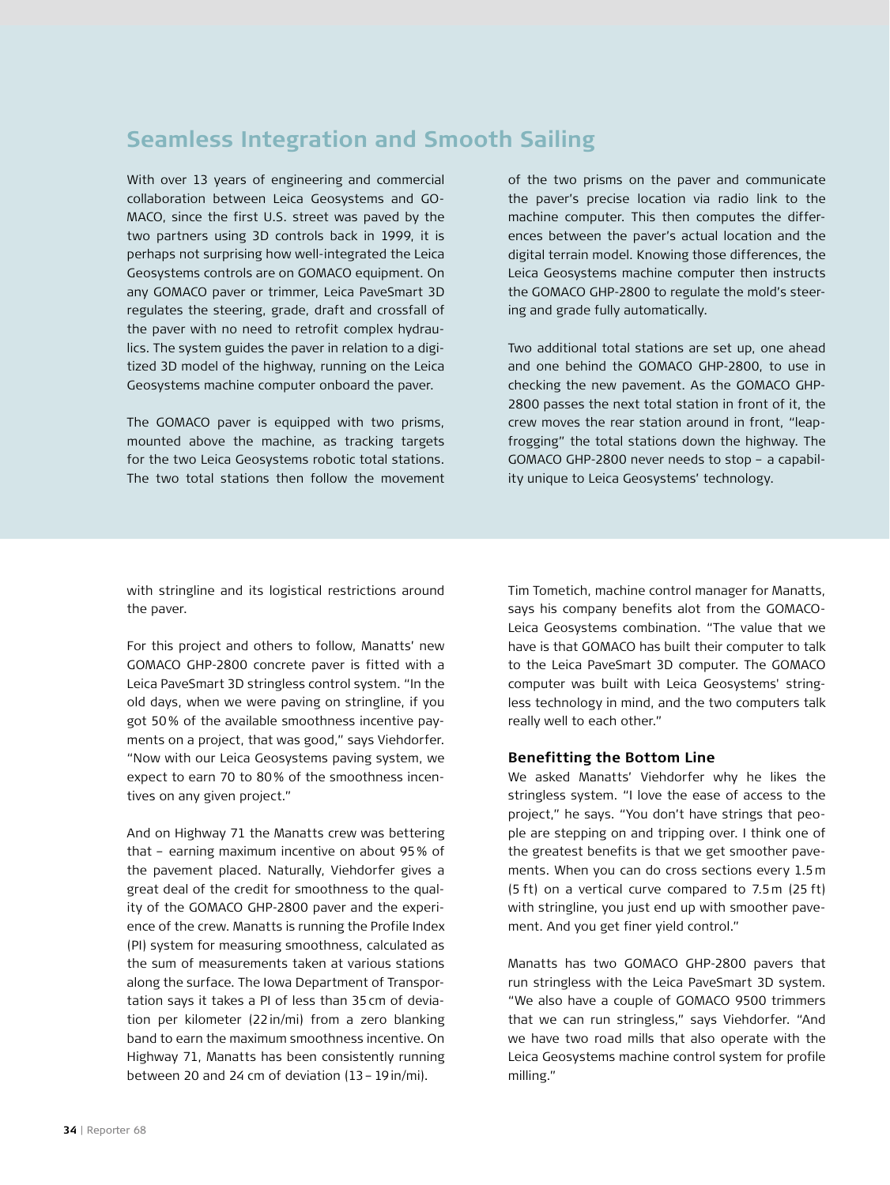## Seamless Integration and Smooth Sailing

With over 13 years of engineering and commercial collaboration between Leica Geosystems and GOMACO, since the first U.S. street was paved by the two partners using 3D controls back in 1999, it is perhaps not surprising how well-integrated the Leica Geosystems controls are on GOMACO equipment. On any GOMACO paver or trimmer, Leica PaveSmart 3D regulates the steering, grade, draft and crossfall of the paver with no need to retrofit complex hydraulics. The system guides the paver in relation to a digitized 3D model of the highway, running on the Leica Geosystems machine computer onboard the paver.

The GOMACO paver is equipped with two prisms, mounted above the machine, as tracking targets for the two Leica Geosystems robotic total stations. The two total stations then follow the movement of the two prisms on the paver and communicate the paver's precise location via radio link to the machine computer. This then computes the differences between the paver's actual location and the digital terrain model. Knowing those differences, the Leica Geosystems machine computer then instructs the GOMACO GHP-2800 to regulate the mold's steering and grade fully automatically.

Two additional total stations are set up, one ahead and one behind the GOMACO GHP-2800, to use in checking the new pavement. As the GOMACO GHP-2800 passes the next total station in front of it, the crew moves the rear station around in front, "leap-frogging" the total stations down the highway. The GOMACO GHP-2800 never needs to stop – a capability unique to Leica Geosystems' technology.

with stringline and its logistical restrictions around the paver.

For this project and others to follow, Manatts' new GOMACO GHP-2800 concrete paver is fitted with a Leica PaveSmart 3D stringless control system. "In the old days, when we were paving on stringline, if you got 50% of the available smoothness incentive payments on a project, that was good," says Viehdorfer. "Now with our Leica Geosystems paving system, we expect to earn 70 to 80% of the smoothness incentives on any given project."

And on Highway 71 the Manatts crew was bettering that – earning maximum incentive on about 95% of the pavement placed. Naturally, Viehdorfer gives a great deal of the credit for smoothness to the quality of the GOMACO GHP-2800 paver and the experience of the crew. Manatts is running the Profile Index (PI) system for measuring smoothness, calculated as the sum of measurements taken at various stations along the surface. The Iowa Department of Transportation says it takes a PI of less than 35 cm of deviation per kilometer (22 in/mi) from a zero blanking band to earn the maximum smoothness incentive. On Highway 71, Manatts has been consistently running between 20 and 24 cm of deviation (13 – 19 in/mi).

Tim Tometich, machine control manager for Manatts, says his company benefits alot from the GOMACO-Leica Geosystems combination. "The value that we have is that GOMACO has built their computer to talk to the Leica PaveSmart 3D computer. The GOMACO computer was built with Leica Geosystems' stringless technology in mind, and the two computers talk really well to each other."

### Benefitting the Bottom Line

We asked Manatts' Viehdorfer why he likes the stringless system. "I love the ease of access to the project," he says. "You don't have strings that people are stepping on and tripping over. I think one of the greatest benefits is that we get smoother pavements. When you can do cross sections every 1.5 m (5 ft) on a vertical curve compared to 7.5 m (25 ft) with stringline, you just end up with smoother pavement. And you get finer yield control."

Manatts has two GOMACO GHP-2800 pavers that run stringless with the Leica PaveSmart 3D system. "We also have a couple of GOMACO 9500 trimmers that we can run stringless," says Viehdorfer. "And we have two road mills that also operate with the Leica Geosystems machine control system for profile milling."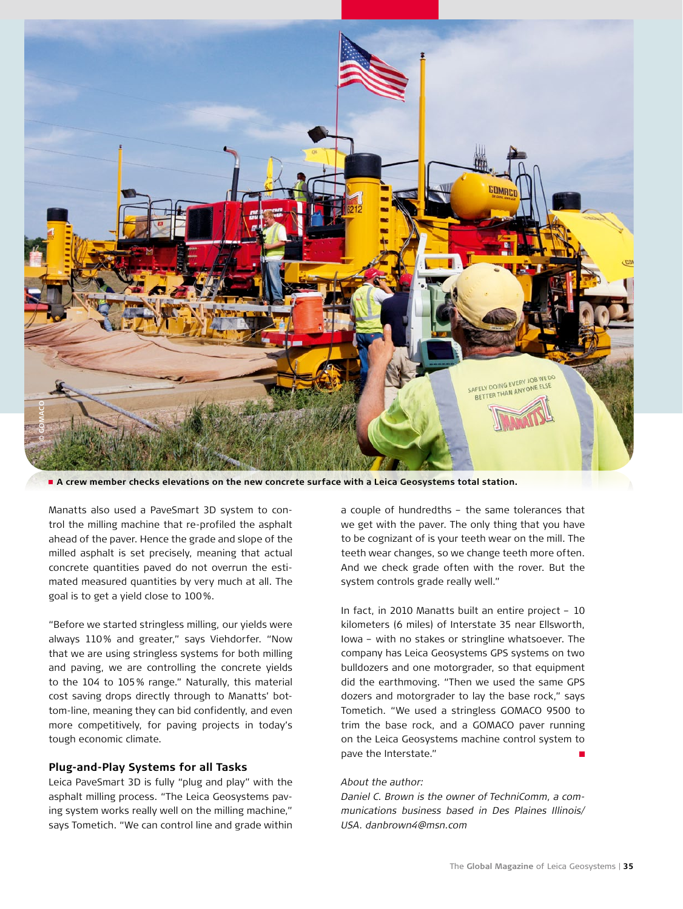■ A crew member checks elevations on the new concrete surface with a Leica Geosystems total station.

Manatts also used a PaveSmart 3D system to control the milling machine that re-profiled the asphalt ahead of the paver. Hence the grade and slope of the milled asphalt is set precisely, meaning that actual concrete quantities paved do not overrun the estimated measured quantities by very much at all. The goal is to get a yield close to 100%.

"Before we started stringless milling, our yields were always 110% and greater," says Viehdorfer. "Now that we are using stringless systems for both milling and paving, we are controlling the concrete yields to the 104 to 105% range." Naturally, this material cost saving drops directly through to Manatts' bottom-line, meaning they can bid confidently, and even more competitively, for paving projects in today's tough economic climate.

### Plug-and-Play Systems for all Tasks

Leica PaveSmart 3D is fully "plug and play" with the asphalt milling process. "The Leica Geosystems paving system works really well on the milling machine," says Tometich. "We can control line and grade within a couple of hundredths – the same tolerances that we get with the paver. The only thing that you have to be cognizant of is your teeth wear on the mill. The teeth wear changes, so we change teeth more often. And we check grade often with the rover. But the system controls grade really well."

In fact, in 2010 Manatts built an entire project – 10 kilometers (6 miles) of Interstate 35 near Ellsworth, Iowa – with no stakes or stringline whatsoever. The company has Leica Geosystems GPS systems on two bulldozers and one motorgrader, so that equipment did the earthmoving. "Then we used the same GPS dozers and motorgrader to lay the base rock," says Tometich. "We used a stringless GOMACO 9500 to trim the base rock, and a GOMACO paver running on the Leica Geosystems machine control system to pave the Interstate." ■

*About the author:*
*Daniel C. Brown is the owner of TechniComm, a communications business based in Des Plaines Illinois/USA. danbrown4@msn.com*